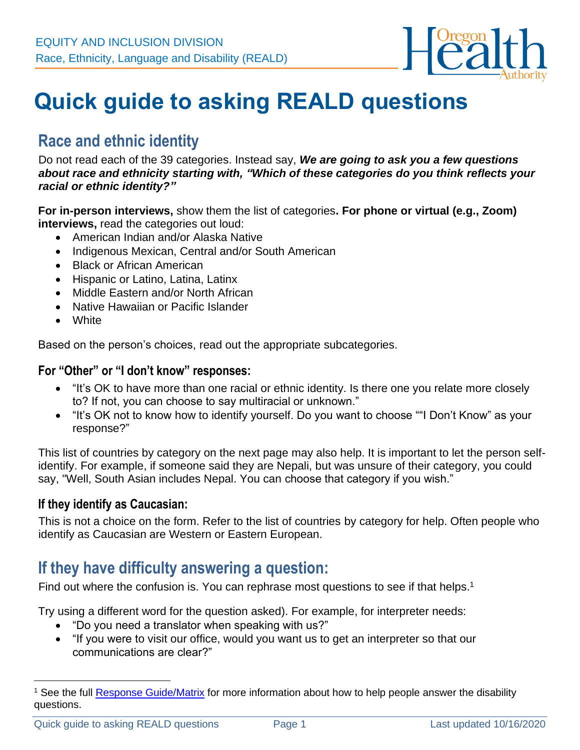EQUITY AND INCLUSION DIVISION
Race, Ethnicity, Language and Disability (REALD)

# Quick guide to asking REALD questions

## Race and ethnic identity

Do not read each of the 39 categories. Instead say, ***We are going to ask you a few questions about race and ethnicity starting with, "Which of these categories do you think reflects your racial or ethnic identity?"***

**For in-person interviews,** show them the list of categories**. For phone or virtual (e.g., Zoom) interviews,** read the categories out loud:

- American Indian and/or Alaska Native
- Indigenous Mexican, Central and/or South American
- Black or African American
- Hispanic or Latino, Latina, Latinx
- Middle Eastern and/or North African
- Native Hawaiian or Pacific Islander
- White

Based on the person's choices, read out the appropriate subcategories.

### For "Other" or "I don't know" responses:

- "It's OK to have more than one racial or ethnic identity. Is there one you relate more closely to? If not, you can choose to say multiracial or unknown."
- "It's OK not to know how to identify yourself. Do you want to choose ""I Don't Know" as your response?"

This list of countries by category on the next page may also help. It is important to let the person self-identify. For example, if someone said they are Nepali, but was unsure of their category, you could say, "Well, South Asian includes Nepal. You can choose that category if you wish."

### If they identify as Caucasian:

This is not a choice on the form. Refer to the list of countries by category for help. Often people who identify as Caucasian are Western or Eastern European.

## If they have difficulty answering a question:

Find out where the confusion is. You can rephrase most questions to see if that helps.[1]

Try using a different word for the question asked). For example, for interpreter needs:

- "Do you need a translator when speaking with us?"
- "If you were to visit our office, would you want us to get an interpreter so that our communications are clear?"

[1] See the full Response Guide/Matrix for more information about how to help people answer the disability questions.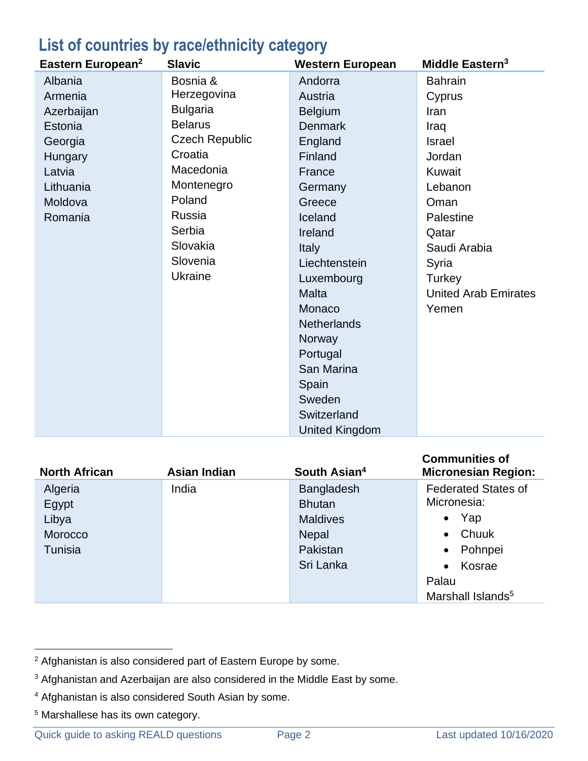## List of countries by race/ethnicity category

| Eastern European[2] | Slavic | Western European | Middle Eastern[3] |
|---|---|---|---|
| Albania | Bosnia & Herzegovina | Andorra | Bahrain |
| Armenia | Bulgaria | Austria | Cyprus |
| Azerbaijan | Belarus | Belgium | Iran |
| Estonia | Czech Republic | Denmark | Iraq |
| Georgia | Croatia | England | Israel |
| Hungary | Macedonia | Finland | Jordan |
| Latvia | Montenegro | France | Kuwait |
| Lithuania | Poland | Germany | Lebanon |
| Moldova | Russia | Greece | Oman |
| Romania | Serbia | Iceland | Palestine |
| | Slovakia | Ireland | Qatar |
| | Slovenia | Italy | Saudi Arabia |
| | Ukraine | Liechtenstein | Syria |
| | | Luxembourg | Turkey |
| | | Malta | United Arab Emirates |
| | | Monaco | Yemen |
| | | Netherlands | |
| | | Norway | |
| | | Portugal | |
| | | San Marina | |
| | | Spain | |
| | | Sweden | |
| | | Switzerland | |
| | | United Kingdom | |

| North African | Asian Indian | South Asian[4] | Communities of Micronesian Region: |
|---|---|---|---|
| Algeria | India | Bangladesh | Federated States of Micronesia: |
| Egypt | | Bhutan | • Yap |
| Libya | | Maldives | • Chuuk |
| Morocco | | Nepal | • Pohnpei |
| Tunisia | | Pakistan | • Kosrae |
| | | Sri Lanka | Palau |
| | | | Marshall Islands[5] |

---

[2] Afghanistan is also considered part of Eastern Europe by some.

[3] Afghanistan and Azerbaijan are also considered in the Middle East by some.

[4] Afghanistan is also considered South Asian by some.

[5] Marshallese has its own category.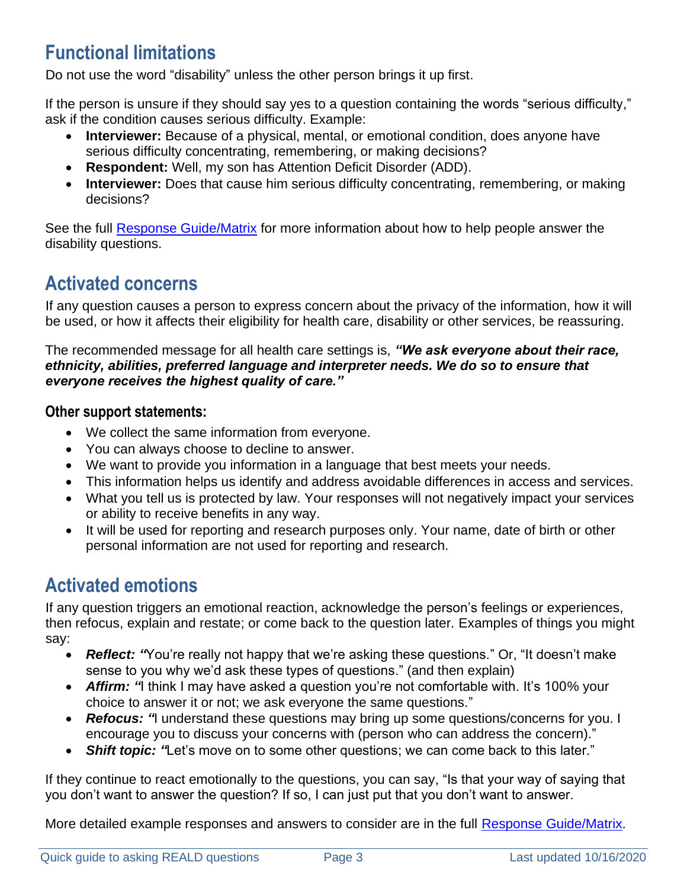## Functional limitations

Do not use the word "disability" unless the other person brings it up first.

If the person is unsure if they should say yes to a question containing the words "serious difficulty," ask if the condition causes serious difficulty. Example:

- **Interviewer:** Because of a physical, mental, or emotional condition, does anyone have serious difficulty concentrating, remembering, or making decisions?
- **Respondent:** Well, my son has Attention Deficit Disorder (ADD).
- **Interviewer:** Does that cause him serious difficulty concentrating, remembering, or making decisions?

See the full [Response Guide/Matrix] for more information about how to help people answer the disability questions.

## Activated concerns

If any question causes a person to express concern about the privacy of the information, how it will be used, or how it affects their eligibility for health care, disability or other services, be reassuring.

The recommended message for all health care settings is, ***"We ask everyone about their race, ethnicity, abilities, preferred language and interpreter needs. We do so to ensure that everyone receives the highest quality of care."***

### Other support statements:

- We collect the same information from everyone.
- You can always choose to decline to answer.
- We want to provide you information in a language that best meets your needs.
- This information helps us identify and address avoidable differences in access and services.
- What you tell us is protected by law. Your responses will not negatively impact your services or ability to receive benefits in any way.
- It will be used for reporting and research purposes only. Your name, date of birth or other personal information are not used for reporting and research.

## Activated emotions

If any question triggers an emotional reaction, acknowledge the person's feelings or experiences, then refocus, explain and restate; or come back to the question later. Examples of things you might say:

- ***Reflect: "***You're really not happy that we're asking these questions." Or, "It doesn't make sense to you why we'd ask these types of questions." (and then explain)
- ***Affirm: "***I think I may have asked a question you're not comfortable with. It's 100% your choice to answer it or not; we ask everyone the same questions."
- ***Refocus: "***I understand these questions may bring up some questions/concerns for you. I encourage you to discuss your concerns with (person who can address the concern)."
- ***Shift topic: "***Let's move on to some other questions; we can come back to this later."

If they continue to react emotionally to the questions, you can say, "Is that your way of saying that you don't want to answer the question? If so, I can just put that you don't want to answer.

More detailed example responses and answers to consider are in the full [Response Guide/Matrix].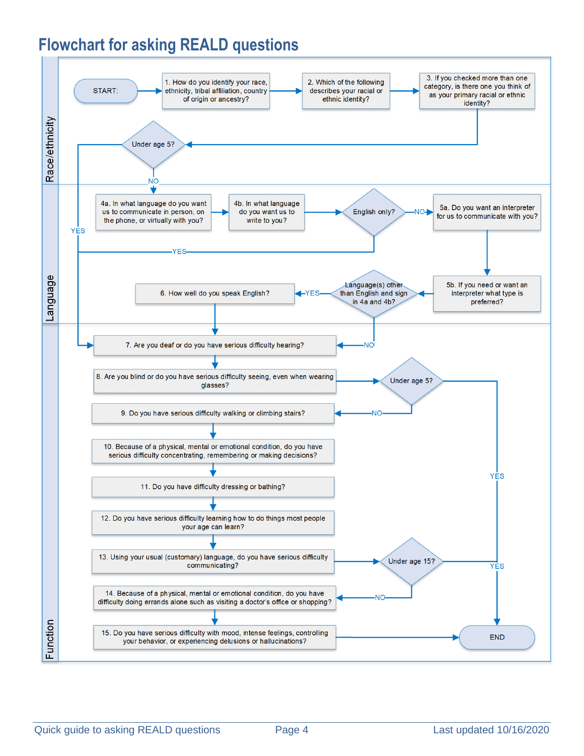# Flowchart for asking REALD questions

Race/ethnicity

START:

1. How do you identify your race, ethnicity, tribal affiliation, country of origin or ancestry?

2. Which of the following describes your racial or ethnic identity?

3. If you checked more than one category, is there one you think of as your primary racial or ethnic identity?

Under age 5?

YES

NO

Language

4a. In what language do you want us to communicate in person, on the phone, or virtually with you?

4b. In what language do you want us to write to you?

English only?

YES

NO

5a. Do you want an interpreter for us to communicate with you?

5b. If you need or want an interpreter what type is preferred?

Language(s) other than English and sign in 4a and 4b?

YES

NO

6. How well do you speak English?

Function

7. Are you deaf or do you have serious difficulty hearing?

8. Are you blind or do you have serious difficulty seeing, even when wearing glasses?

Under age 5?

YES

NO

9. Do you have serious difficulty walking or climbing stairs?

10. Because of a physical, mental or emotional condition, do you have serious difficulty concentrating, remembering or making decisions?

11. Do you have difficulty dressing or bathing?

12. Do you have serious difficulty learning how to do things most people your age can learn?

13. Using your usual (customary) language, do you have serious difficulty communicating?

Under age 15?

YES

NO

14. Because of a physical, mental or emotional condition, do you have difficulty doing errands alone such as visiting a doctor's office or shopping?

15. Do you have serious difficulty with mood, intense feelings, controlling your behavior, or experiencing delusions or hallucinations?

END